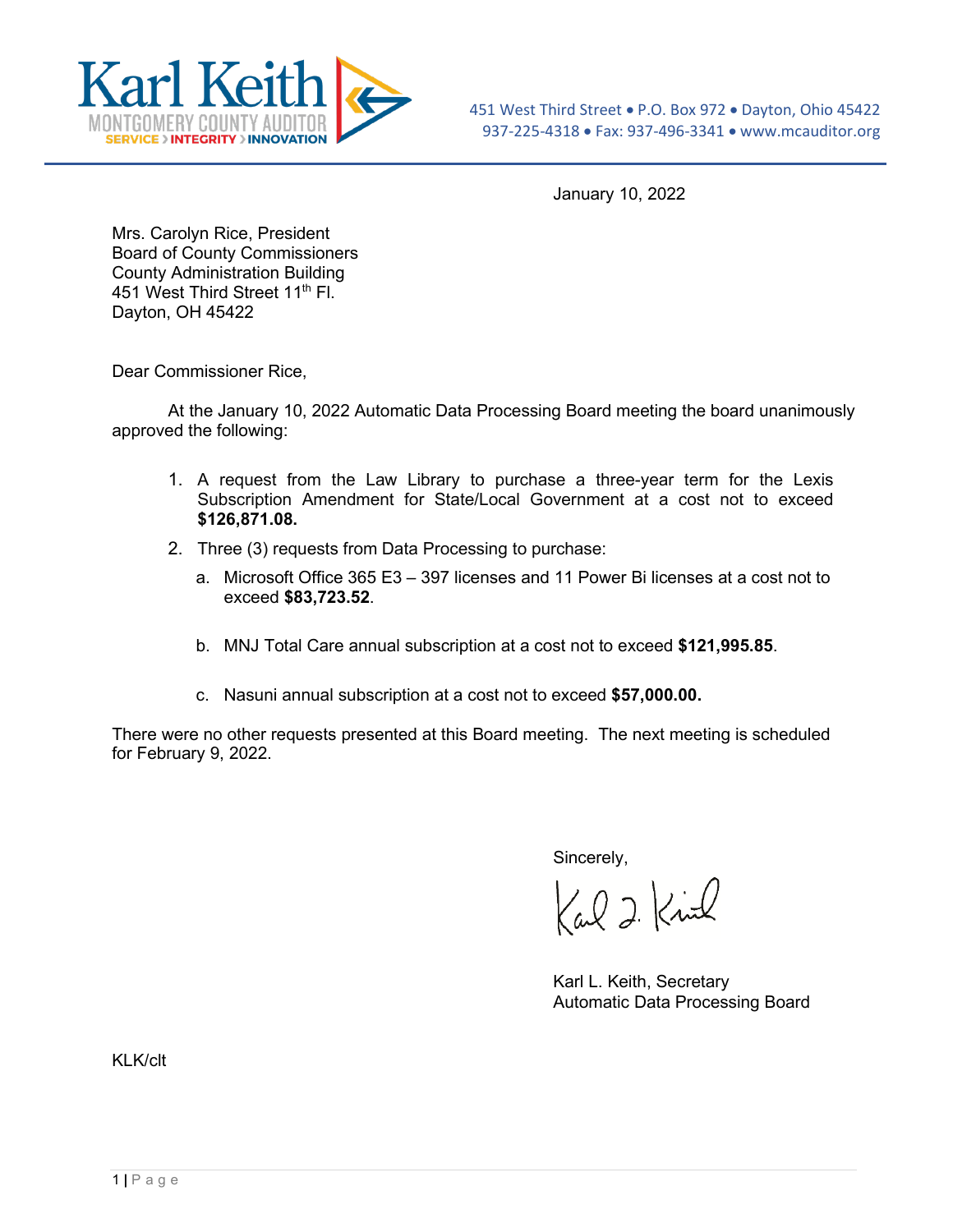Karl Keith
MONTGOMERY COUNTY AUDITOR
SERVICE › INTEGRITY › INNOVATION

451 West Third Street • P.O. Box 972 • Dayton, Ohio 45422
937-225-4318 • Fax: 937-496-3341 • www.mcauditor.org

January 10, 2022

Mrs. Carolyn Rice, President
Board of County Commissioners
County Administration Building
451 West Third Street 11th Fl.
Dayton, OH 45422

Dear Commissioner Rice,

At the January 10, 2022 Automatic Data Processing Board meeting the board unanimously approved the following:

1. A request from the Law Library to purchase a three-year term for the Lexis Subscription Amendment for State/Local Government at a cost not to exceed **$126,871.08.**
2. Three (3) requests from Data Processing to purchase:
   a. Microsoft Office 365 E3 – 397 licenses and 11 Power Bi licenses at a cost not to exceed **$83,723.52**.
   b. MNJ Total Care annual subscription at a cost not to exceed **$121,995.85**.
   c. Nasuni annual subscription at a cost not to exceed **$57,000.00.**

There were no other requests presented at this Board meeting. The next meeting is scheduled for February 9, 2022.

Sincerely,

Karl L. Keith, Secretary
Automatic Data Processing Board

KLK/clt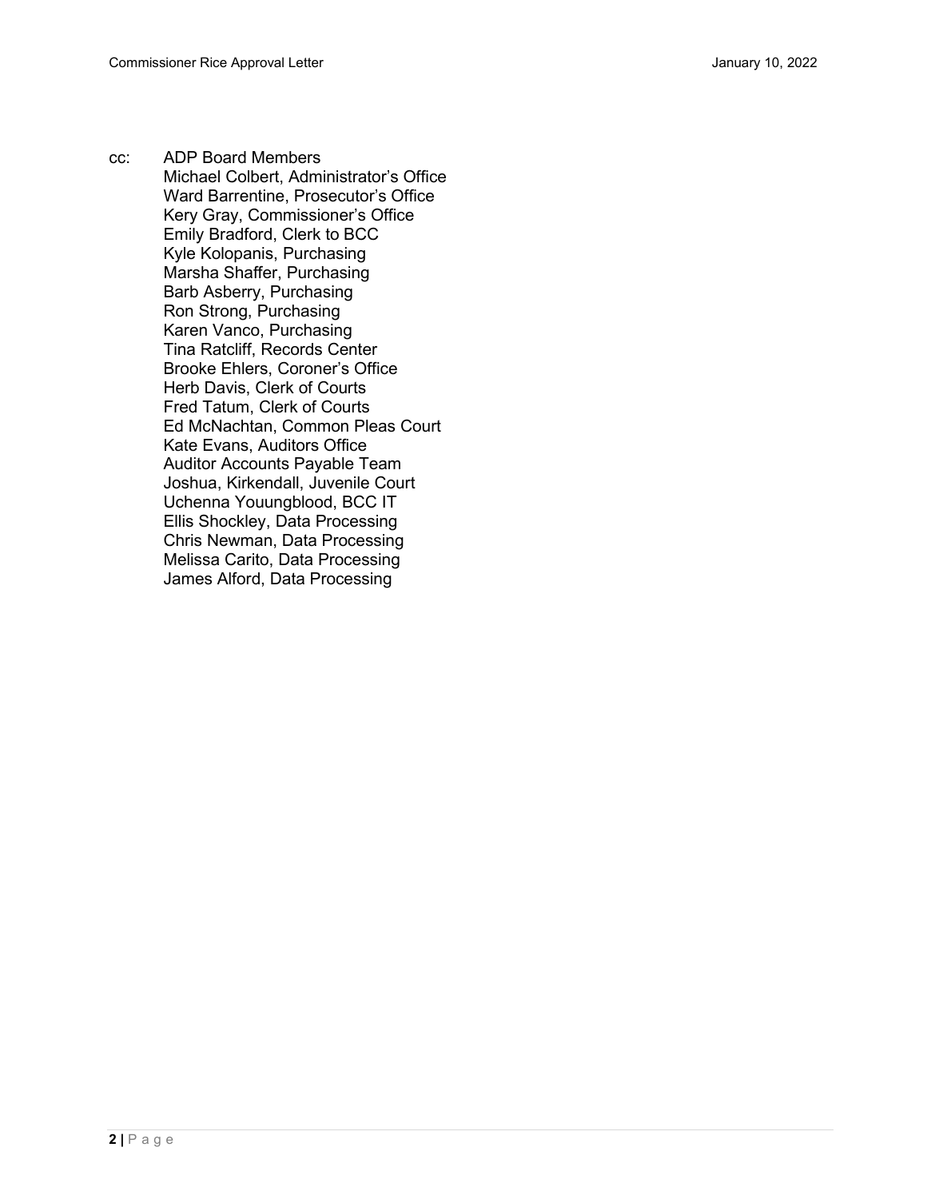cc: ADP Board Members
Michael Colbert, Administrator's Office
Ward Barrentine, Prosecutor's Office
Kery Gray, Commissioner's Office
Emily Bradford, Clerk to BCC
Kyle Kolopanis, Purchasing
Marsha Shaffer, Purchasing
Barb Asberry, Purchasing
Ron Strong, Purchasing
Karen Vanco, Purchasing
Tina Ratcliff, Records Center
Brooke Ehlers, Coroner's Office
Herb Davis, Clerk of Courts
Fred Tatum, Clerk of Courts
Ed McNachtan, Common Pleas Court
Kate Evans, Auditors Office
Auditor Accounts Payable Team
Joshua, Kirkendall, Juvenile Court
Uchenna Youungblood, BCC IT
Ellis Shockley, Data Processing
Chris Newman, Data Processing
Melissa Carito, Data Processing
James Alford, Data Processing